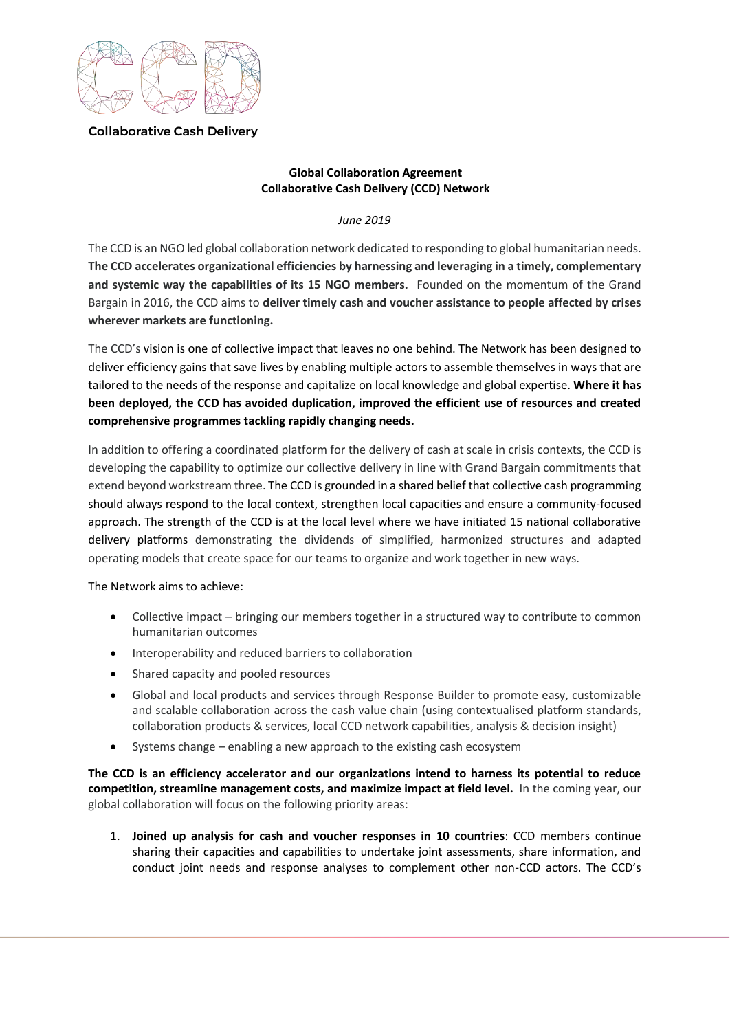Collaborative Cash Delivery

**Global Collaboration Agreement**
**Collaborative Cash Delivery (CCD) Network**

*June 2019*

The CCD is an NGO led global collaboration network dedicated to responding to global humanitarian needs. **The CCD accelerates organizational efficiencies by harnessing and leveraging in a timely, complementary and systemic way the capabilities of its 15 NGO members.** Founded on the momentum of the Grand Bargain in 2016, the CCD aims to **deliver timely cash and voucher assistance to people affected by crises wherever markets are functioning.**

The CCD's vision is one of collective impact that leaves no one behind. The Network has been designed to deliver efficiency gains that save lives by enabling multiple actors to assemble themselves in ways that are tailored to the needs of the response and capitalize on local knowledge and global expertise. **Where it has been deployed, the CCD has avoided duplication, improved the efficient use of resources and created comprehensive programmes tackling rapidly changing needs.**

In addition to offering a coordinated platform for the delivery of cash at scale in crisis contexts, the CCD is developing the capability to optimize our collective delivery in line with Grand Bargain commitments that extend beyond workstream three. The CCD is grounded in a shared belief that collective cash programming should always respond to the local context, strengthen local capacities and ensure a community-focused approach. The strength of the CCD is at the local level where we have initiated 15 national collaborative delivery platforms demonstrating the dividends of simplified, harmonized structures and adapted operating models that create space for our teams to organize and work together in new ways.

The Network aims to achieve:

- Collective impact – bringing our members together in a structured way to contribute to common humanitarian outcomes
- Interoperability and reduced barriers to collaboration
- Shared capacity and pooled resources
- Global and local products and services through Response Builder to promote easy, customizable and scalable collaboration across the cash value chain (using contextualised platform standards, collaboration products & services, local CCD network capabilities, analysis & decision insight)
- Systems change – enabling a new approach to the existing cash ecosystem

**The CCD is an efficiency accelerator and our organizations intend to harness its potential to reduce competition, streamline management costs, and maximize impact at field level.** In the coming year, our global collaboration will focus on the following priority areas:

1. **Joined up analysis for cash and voucher responses in 10 countries**: CCD members continue sharing their capacities and capabilities to undertake joint assessments, share information, and conduct joint needs and response analyses to complement other non-CCD actors. The CCD's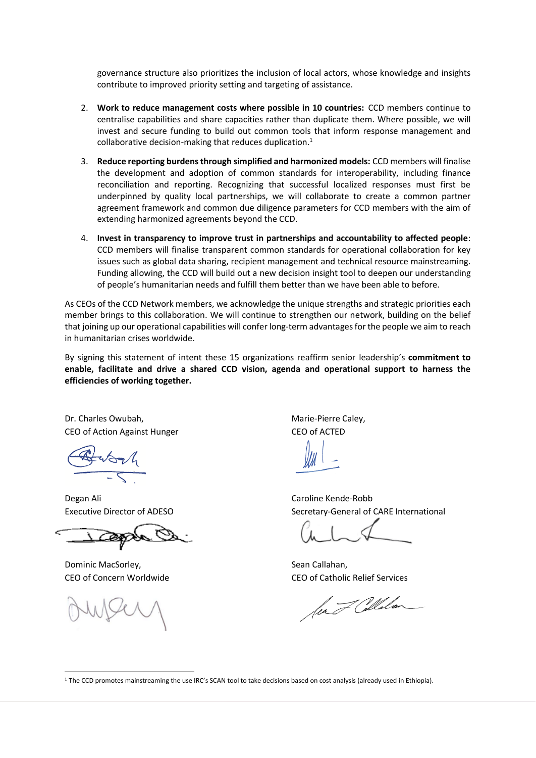governance structure also prioritizes the inclusion of local actors, whose knowledge and insights contribute to improved priority setting and targeting of assistance.

2. **Work to reduce management costs where possible in 10 countries:** CCD members continue to centralise capabilities and share capacities rather than duplicate them. Where possible, we will invest and secure funding to build out common tools that inform response management and collaborative decision-making that reduces duplication.[1]

3. **Reduce reporting burdens through simplified and harmonized models:** CCD members will finalise the development and adoption of common standards for interoperability, including finance reconciliation and reporting. Recognizing that successful localized responses must first be underpinned by quality local partnerships, we will collaborate to create a common partner agreement framework and common due diligence parameters for CCD members with the aim of extending harmonized agreements beyond the CCD.

4. **Invest in transparency to improve trust in partnerships and accountability to affected people**: CCD members will finalise transparent common standards for operational collaboration for key issues such as global data sharing, recipient management and technical resource mainstreaming. Funding allowing, the CCD will build out a new decision insight tool to deepen our understanding of people's humanitarian needs and fulfill them better than we have been able to before.

As CEOs of the CCD Network members, we acknowledge the unique strengths and strategic priorities each member brings to this collaboration. We will continue to strengthen our network, building on the belief that joining up our operational capabilities will confer long-term advantages for the people we aim to reach in humanitarian crises worldwide.

By signing this statement of intent these 15 organizations reaffirm senior leadership's **commitment to enable, facilitate and drive a shared CCD vision, agenda and operational support to harness the efficiencies of working together.**

Dr. Charles Owubah,
CEO of Action Against Hunger

Marie-Pierre Caley,
CEO of ACTED

Degan Ali
Executive Director of ADESO

Caroline Kende-Robb
Secretary-General of CARE International

Dominic MacSorley,
CEO of Concern Worldwide

Sean Callahan,
CEO of Catholic Relief Services

[1] The CCD promotes mainstreaming the use IRC's SCAN tool to take decisions based on cost analysis (already used in Ethiopia).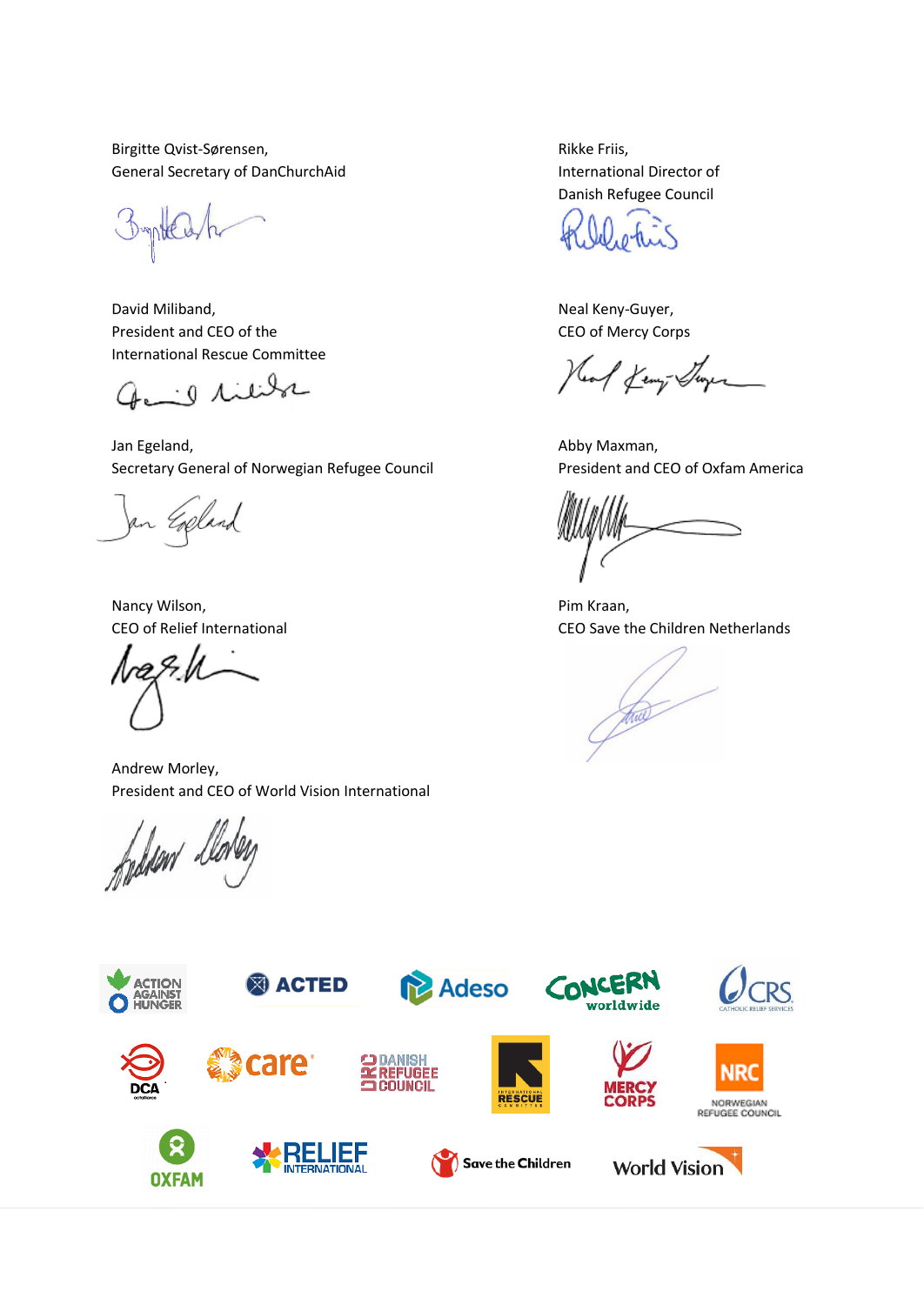Birgitte Qvist-Sørensen,
General Secretary of DanChurchAid

Rikke Friis,
International Director of
Danish Refugee Council

David Miliband,
President and CEO of the
International Rescue Committee

Neal Keny-Guyer,
CEO of Mercy Corps

Jan Egeland,
Secretary General of Norwegian Refugee Council

Abby Maxman,
President and CEO of Oxfam America

Nancy Wilson,
CEO of Relief International

Pim Kraan,
CEO Save the Children Netherlands

Andrew Morley,
President and CEO of World Vision International

ACTION AGAINST HUNGER

ACTED

Adeso

CONCERN worldwide

CRS CATHOLIC RELIEF SERVICES

DCA

care

DANISH REFUGEE COUNCIL

INTERNATIONAL RESCUE COMMITTEE

MERCY CORPS

NRC NORWEGIAN REFUGEE COUNCIL

OXFAM

RELIEF INTERNATIONAL

Save the Children

World Vision